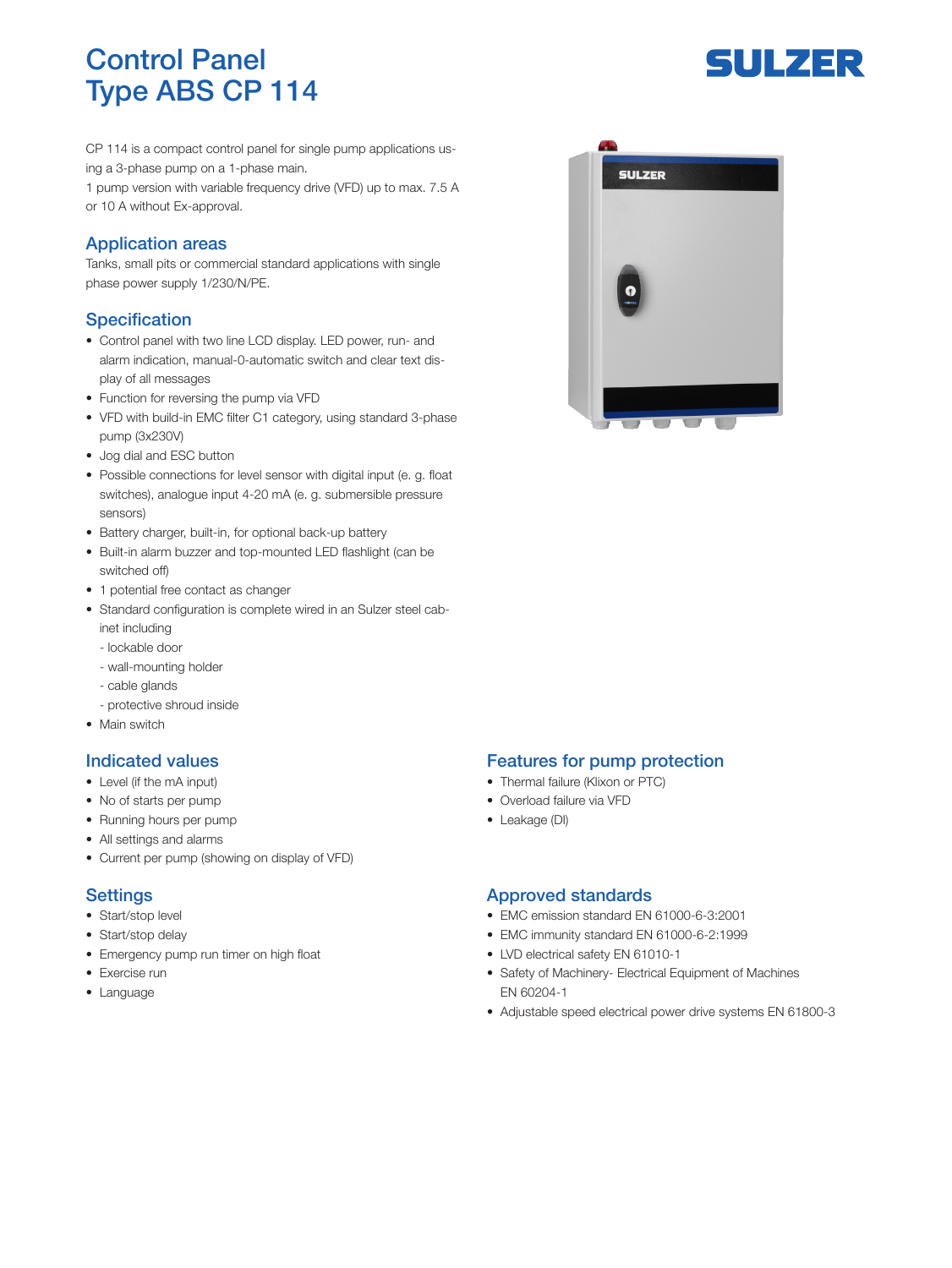# Control Panel Type ABS CP 114

SULZER

CP 114 is a compact control panel for single pump applications using a 3-phase pump on a 1-phase main.
1 pump version with variable frequency drive (VFD) up to max. 7.5 A or 10 A without Ex-approval.

## Application areas

Tanks, small pits or commercial standard applications with single phase power supply 1/230/N/PE.

## Specification

- Control panel with two line LCD display. LED power, run- and alarm indication, manual-0-automatic switch and clear text display of all messages
- Function for reversing the pump via VFD
- VFD with build-in EMC filter C1 category, using standard 3-phase pump (3x230V)
- Jog dial and ESC button
- Possible connections for level sensor with digital input (e. g. float switches), analogue input 4-20 mA (e. g. submersible pressure sensors)
- Battery charger, built-in, for optional back-up battery
- Built-in alarm buzzer and top-mounted LED flashlight (can be switched off)
- 1 potential free contact as changer
- Standard configuration is complete wired in an Sulzer steel cabinet including
  - lockable door
  - wall-mounting holder
  - cable glands
  - protective shroud inside
- Main switch

## Indicated values

- Level (if the mA input)
- No of starts per pump
- Running hours per pump
- All settings and alarms
- Current per pump (showing on display of VFD)

## Settings

- Start/stop level
- Start/stop delay
- Emergency pump run timer on high float
- Exercise run
- Language

## Features for pump protection

- Thermal failure (Klixon or PTC)
- Overload failure via VFD
- Leakage (DI)

## Approved standards

- EMC emission standard EN 61000-6-3:2001
- EMC immunity standard EN 61000-6-2:1999
- LVD electrical safety EN 61010-1
- Safety of Machinery- Electrical Equipment of Machines EN 60204-1
- Adjustable speed electrical power drive systems EN 61800-3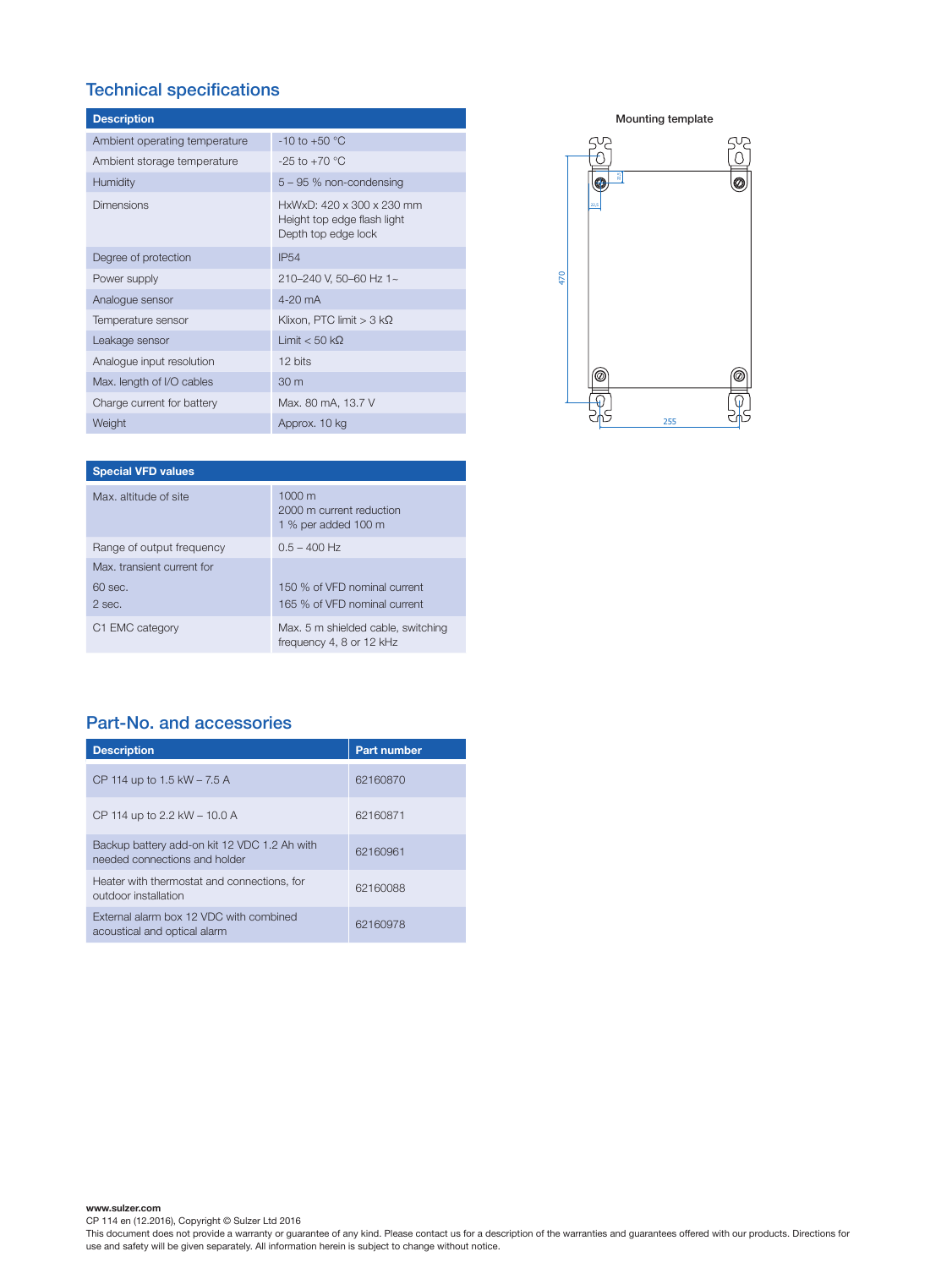## Technical specifications

| Description | |
|---|---|
| Ambient operating temperature | -10 to +50 °C |
| Ambient storage temperature | -25 to +70 °C |
| Humidity | 5 – 95 % non-condensing |
| Dimensions | HxWxD: 420 x 300 x 230 mm<br>Height top edge flash light<br>Depth top edge lock |
| Degree of protection | IP54 |
| Power supply | 210–240 V, 50–60 Hz 1~ |
| Analogue sensor | 4-20 mA |
| Temperature sensor | Klixon, PTC limit > 3 kΩ |
| Leakage sensor | Limit < 50 kΩ |
| Analogue input resolution | 12 bits |
| Max. length of I/O cables | 30 m |
| Charge current for battery | Max. 80 mA, 13.7 V |
| Weight | Approx. 10 kg |

Mounting template

470

255

| Special VFD values | |
|---|---|
| Max. altitude of site | 1000 m<br>2000 m current reduction<br>1 % per added 100 m |
| Range of output frequency | 0.5 – 400 Hz |
| Max. transient current for<br>60 sec.<br>2 sec. | <br>150 % of VFD nominal current<br>165 % of VFD nominal current |
| C1 EMC category | Max. 5 m shielded cable, switching frequency 4, 8 or 12 kHz |

## Part-No. and accessories

| Description | Part number |
|---|---|
| CP 114 up to 1.5 kW – 7.5 A | 62160870 |
| CP 114 up to 2.2 kW – 10.0 A | 62160871 |
| Backup battery add-on kit 12 VDC 1.2 Ah with needed connections and holder | 62160961 |
| Heater with thermostat and connections, for outdoor installation | 62160088 |
| External alarm box 12 VDC with combined acoustical and optical alarm | 62160978 |

**www.sulzer.com**
CP 114 en (12.2016), Copyright © Sulzer Ltd 2016
This document does not provide a warranty or guarantee of any kind. Please contact us for a description of the warranties and guarantees offered with our products. Directions for use and safety will be given separately. All information herein is subject to change without notice.